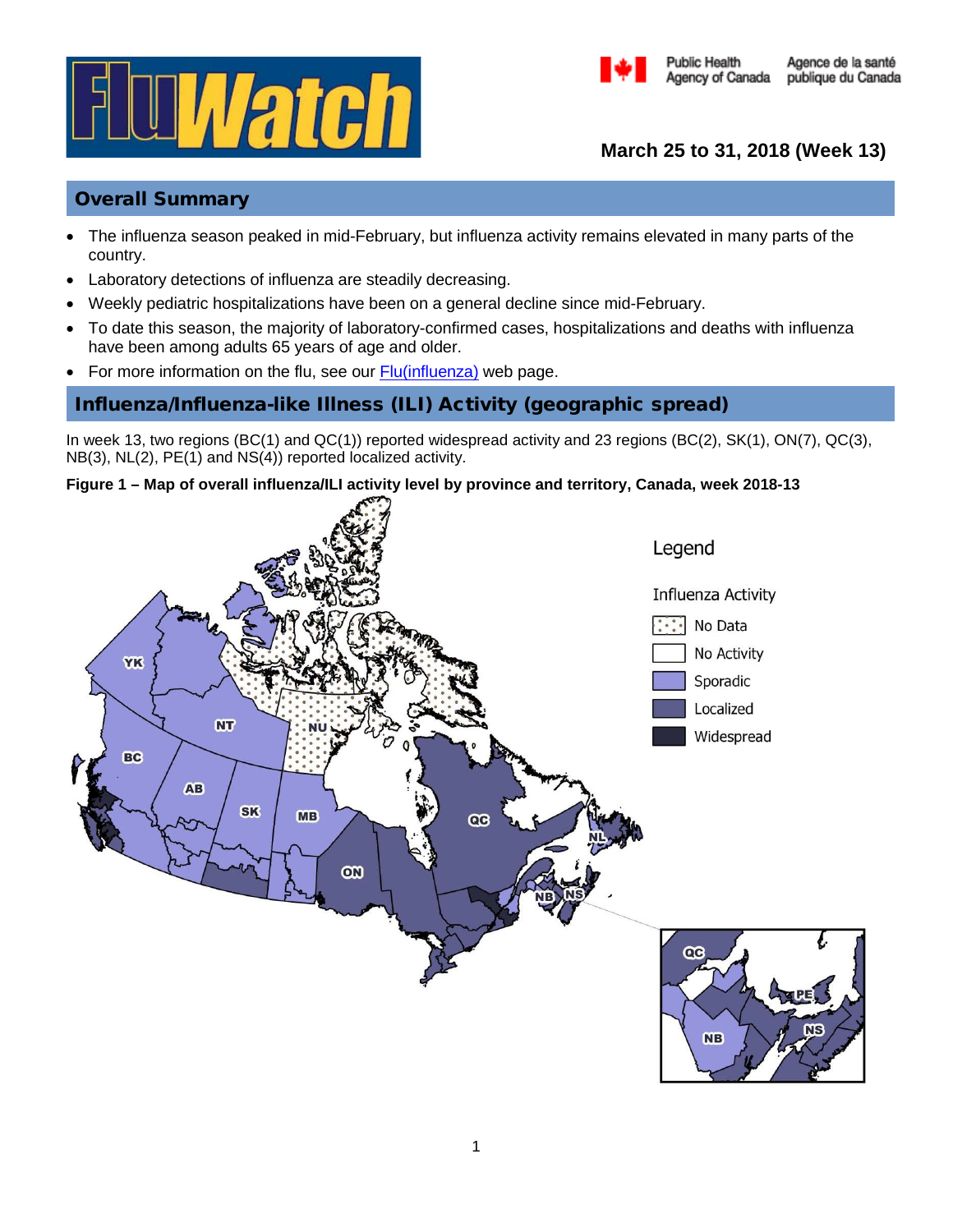# FluWatch

Public Health Agency of Canada / Agence de la santé publique du Canada

**March 25 to 31, 2018 (Week 13)**

## Overall Summary

- The influenza season peaked in mid-February, but influenza activity remains elevated in many parts of the country.
- Laboratory detections of influenza are steadily decreasing.
- Weekly pediatric hospitalizations have been on a general decline since mid-February.
- To date this season, the majority of laboratory-confirmed cases, hospitalizations and deaths with influenza have been among adults 65 years of age and older.
- For more information on the flu, see our Flu(influenza) web page.

## Influenza/Influenza-like Illness (ILI) Activity (geographic spread)

In week 13, two regions (BC(1) and QC(1)) reported widespread activity and 23 regions (BC(2), SK(1), ON(7), QC(3), NB(3), NL(2), PE(1) and NS(4)) reported localized activity.

**Figure 1 – Map of overall influenza/ILI activity level by province and territory, Canada, week 2018-13**

Legend

Influenza Activity

- No Data
- No Activity
- Sporadic
- Localized
- Widespread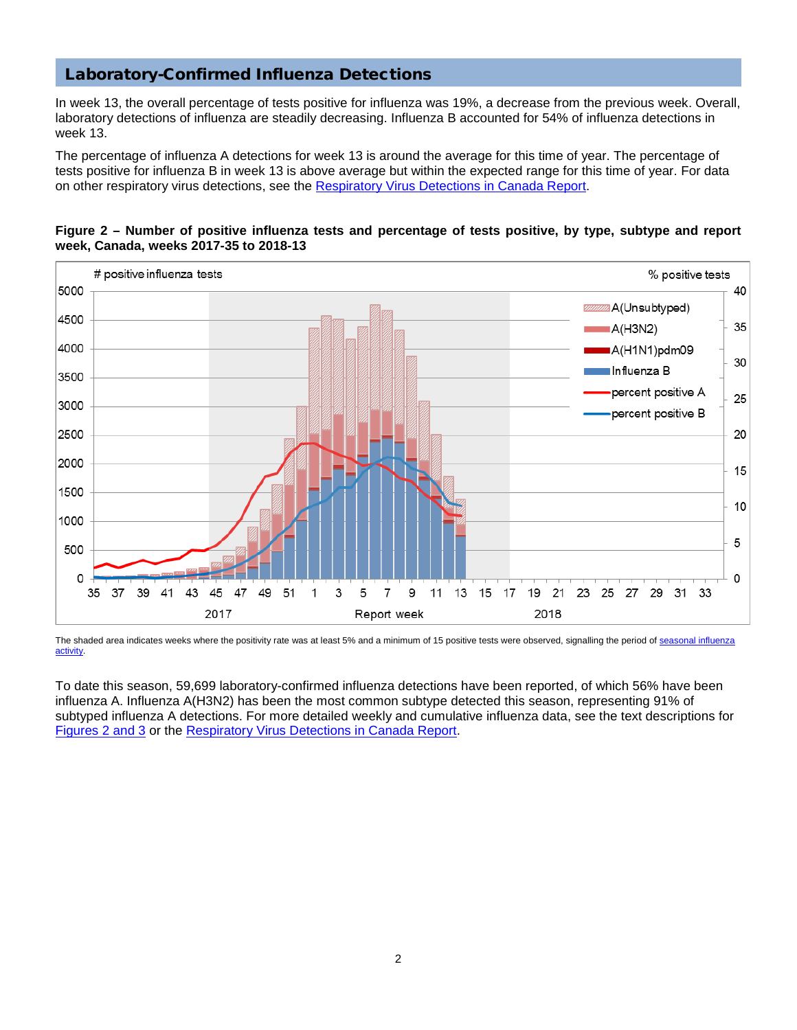## Laboratory-Confirmed Influenza Detections

In week 13, the overall percentage of tests positive for influenza was 19%, a decrease from the previous week. Overall, laboratory detections of influenza are steadily decreasing. Influenza B accounted for 54% of influenza detections in week 13.

The percentage of influenza A detections for week 13 is around the average for this time of year. The percentage of tests positive for influenza B in week 13 is above average but within the expected range for this time of year. For data on other respiratory virus detections, see the [Respiratory Virus Detections in Canada Report](Respiratory Virus Detections in Canada Report).

**Figure 2 – Number of positive influenza tests and percentage of tests positive, by type, subtype and report week, Canada, weeks 2017-35 to 2018-13**

The shaded area indicates weeks where the positivity rate was at least 5% and a minimum of 15 positive tests were observed, signalling the period of seasonal influenza activity.

To date this season, 59,699 laboratory-confirmed influenza detections have been reported, of which 56% have been influenza A. Influenza A(H3N2) has been the most common subtype detected this season, representing 91% of subtyped influenza A detections. For more detailed weekly and cumulative influenza data, see the text descriptions for Figures 2 and 3 or the Respiratory Virus Detections in Canada Report.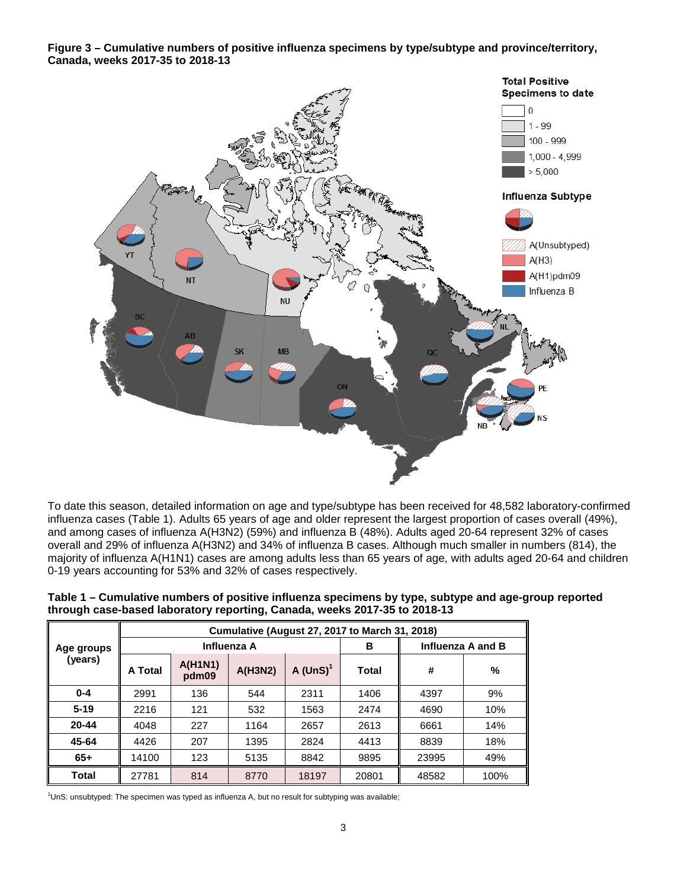**Figure 3 – Cumulative numbers of positive influenza specimens by type/subtype and province/territory, Canada, weeks 2017-35 to 2018-13**

To date this season, detailed information on age and type/subtype has been received for 48,582 laboratory-confirmed influenza cases (Table 1). Adults 65 years of age and older represent the largest proportion of cases overall (49%), and among cases of influenza A(H3N2) (59%) and influenza B (48%). Adults aged 20-64 represent 32% of cases overall and 29% of influenza A(H3N2) and 34% of influenza B cases. Although much smaller in numbers (814), the majority of influenza A(H1N1) cases are among adults less than 65 years of age, with adults aged 20-64 and children 0-19 years accounting for 53% and 32% of cases respectively.

**Table 1 – Cumulative numbers of positive influenza specimens by type, subtype and age-group reported through case-based laboratory reporting, Canada, weeks 2017-35 to 2018-13**

| Age groups (years) | Cumulative (August 27, 2017 to March 31, 2018) | | | | | | |
|---|---|---|---|---|---|---|---|
| | Influenza A | | | | B | Influenza A and B | |
| | A Total | A(H1N1) pdm09 | A(H3N2) | A (UnS)[1] | Total | # | % |
| **0-4** | 2991 | 136 | 544 | 2311 | 1406 | 4397 | 9% |
| **5-19** | 2216 | 121 | 532 | 1563 | 2474 | 4690 | 10% |
| **20-44** | 4048 | 227 | 1164 | 2657 | 2613 | 6661 | 14% |
| **45-64** | 4426 | 207 | 1395 | 2824 | 4413 | 8839 | 18% |
| **65+** | 14100 | 123 | 5135 | 8842 | 9895 | 23995 | 49% |
| **Total** | 27781 | 814 | 8770 | 18197 | 20801 | 48582 | 100% |

[1]UnS: unsubtyped: The specimen was typed as influenza A, but no result for subtyping was available;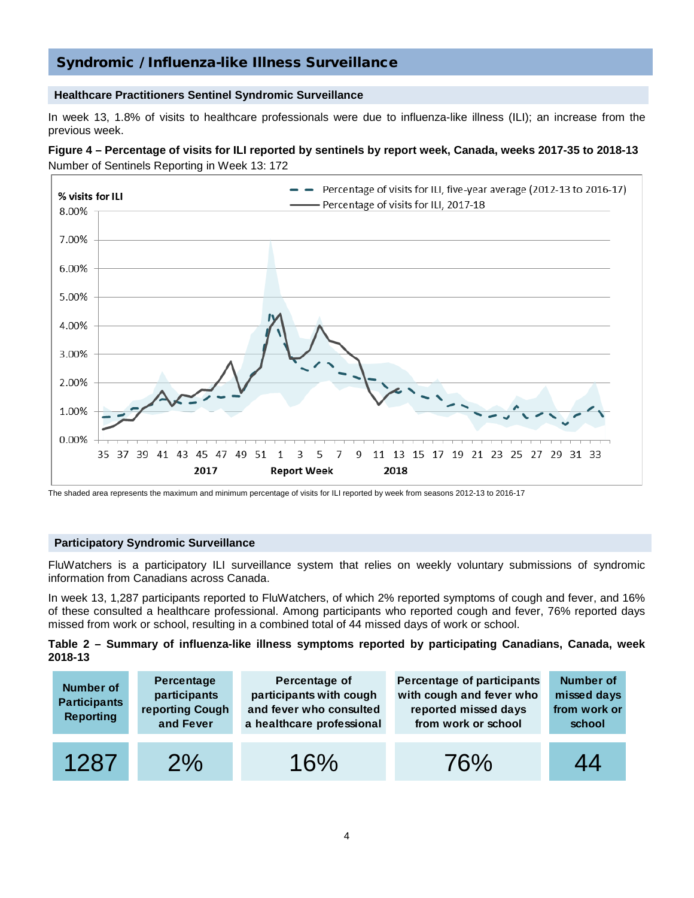## Syndromic / Influenza-like Illness Surveillance

### Healthcare Practitioners Sentinel Syndromic Surveillance

In week 13, 1.8% of visits to healthcare professionals were due to influenza-like illness (ILI); an increase from the previous week.

**Figure 4 – Percentage of visits for ILI reported by sentinels by report week, Canada, weeks 2017-35 to 2018-13**
Number of Sentinels Reporting in Week 13: 172

The shaded area represents the maximum and minimum percentage of visits for ILI reported by week from seasons 2012-13 to 2016-17

### Participatory Syndromic Surveillance

FluWatchers is a participatory ILI surveillance system that relies on weekly voluntary submissions of syndromic information from Canadians across Canada.

In week 13, 1,287 participants reported to FluWatchers, of which 2% reported symptoms of cough and fever, and 16% of these consulted a healthcare professional. Among participants who reported cough and fever, 76% reported days missed from work or school, resulting in a combined total of 44 missed days of work or school.

**Table 2 – Summary of influenza-like illness symptoms reported by participating Canadians, Canada, week 2018-13**

| Number of Participants Reporting | Percentage participants reporting Cough and Fever | Percentage of participants with cough and fever who consulted a healthcare professional | Percentage of participants with cough and fever who reported missed days from work or school | Number of missed days from work or school |
|---|---|---|---|---|
| 1287 | 2% | 16% | 76% | 44 |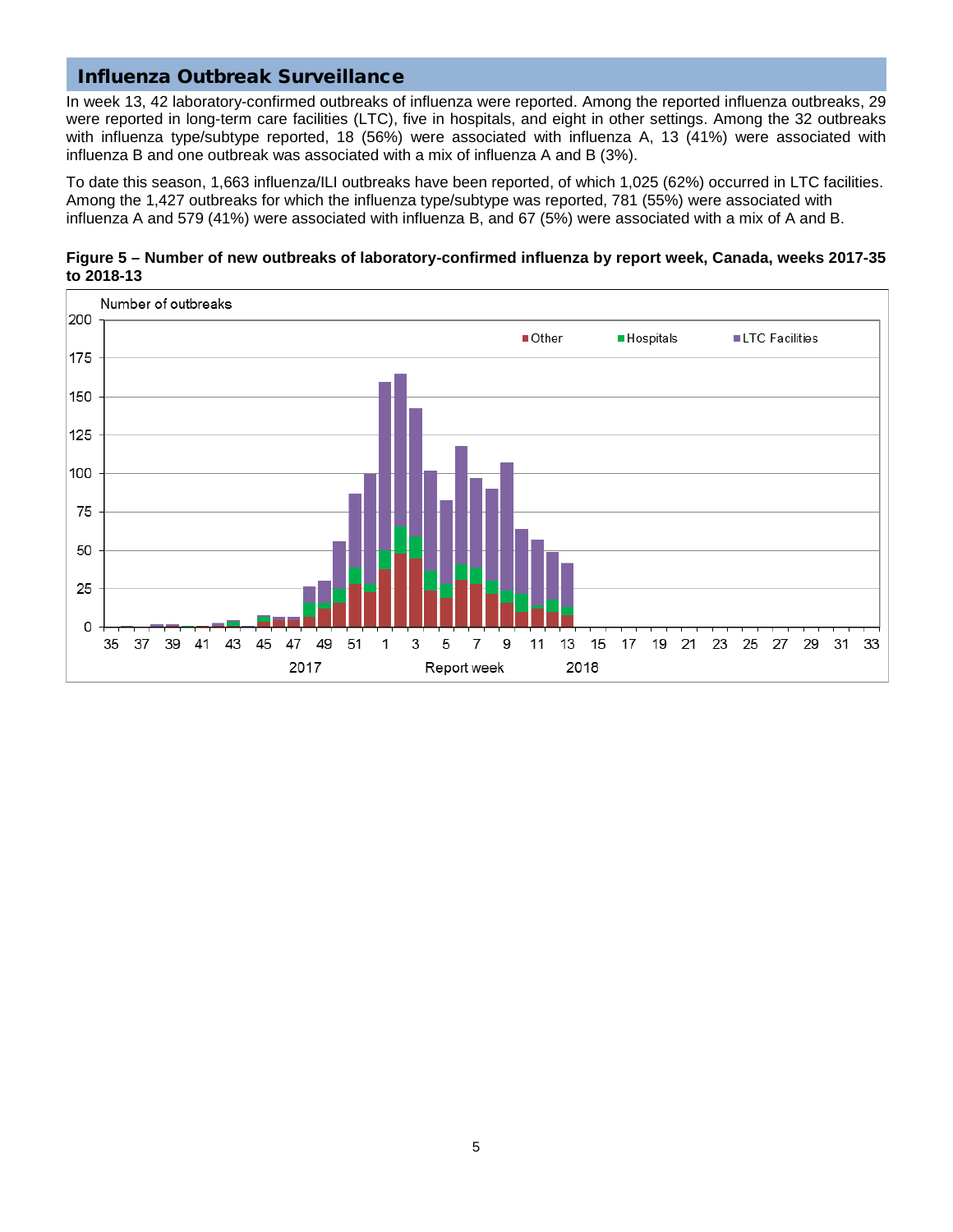## Influenza Outbreak Surveillance

In week 13, 42 laboratory-confirmed outbreaks of influenza were reported. Among the reported influenza outbreaks, 29 were reported in long-term care facilities (LTC), five in hospitals, and eight in other settings. Among the 32 outbreaks with influenza type/subtype reported, 18 (56%) were associated with influenza A, 13 (41%) were associated with influenza B and one outbreak was associated with a mix of influenza A and B (3%).

To date this season, 1,663 influenza/ILI outbreaks have been reported, of which 1,025 (62%) occurred in LTC facilities. Among the 1,427 outbreaks for which the influenza type/subtype was reported, 781 (55%) were associated with influenza A and 579 (41%) were associated with influenza B, and 67 (5%) were associated with a mix of A and B.

**Figure 5 – Number of new outbreaks of laboratory-confirmed influenza by report week, Canada, weeks 2017-35 to 2018-13**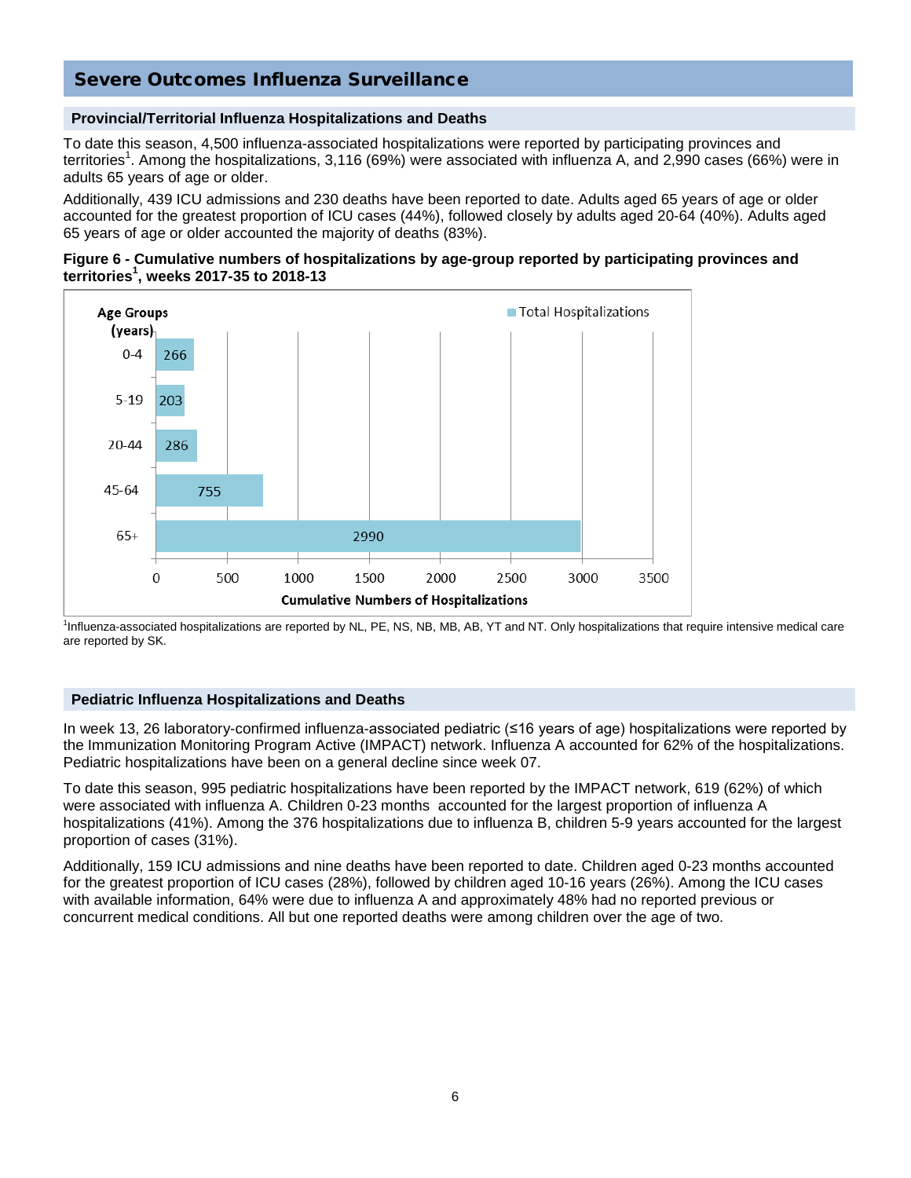# Severe Outcomes Influenza Surveillance

## Provincial/Territorial Influenza Hospitalizations and Deaths

To date this season, 4,500 influenza-associated hospitalizations were reported by participating provinces and territories[1]. Among the hospitalizations, 3,116 (69%) were associated with influenza A, and 2,990 cases (66%) were in adults 65 years of age or older.

Additionally, 439 ICU admissions and 230 deaths have been reported to date. Adults aged 65 years of age or older accounted for the greatest proportion of ICU cases (44%), followed closely by adults aged 20-64 (40%). Adults aged 65 years of age or older accounted the majority of deaths (83%).

**Figure 6 - Cumulative numbers of hospitalizations by age-group reported by participating provinces and territories[1], weeks 2017-35 to 2018-13**

| Age Groups (years) | Total Hospitalizations |
|---|---|
| 0-4 | 266 |
| 5-19 | 203 |
| 20-44 | 286 |
| 45-64 | 755 |
| 65+ | 2990 |

[1]Influenza-associated hospitalizations are reported by NL, PE, NS, NB, MB, AB, YT and NT. Only hospitalizations that require intensive medical care are reported by SK.

## Pediatric Influenza Hospitalizations and Deaths

In week 13, 26 laboratory-confirmed influenza-associated pediatric (≤16 years of age) hospitalizations were reported by the Immunization Monitoring Program Active (IMPACT) network. Influenza A accounted for 62% of the hospitalizations. Pediatric hospitalizations have been on a general decline since week 07.

To date this season, 995 pediatric hospitalizations have been reported by the IMPACT network, 619 (62%) of which were associated with influenza A. Children 0-23 months accounted for the largest proportion of influenza A hospitalizations (41%). Among the 376 hospitalizations due to influenza B, children 5-9 years accounted for the largest proportion of cases (31%).

Additionally, 159 ICU admissions and nine deaths have been reported to date. Children aged 0-23 months accounted for the greatest proportion of ICU cases (28%), followed by children aged 10-16 years (26%). Among the ICU cases with available information, 64% were due to influenza A and approximately 48% had no reported previous or concurrent medical conditions. All but one reported deaths were among children over the age of two.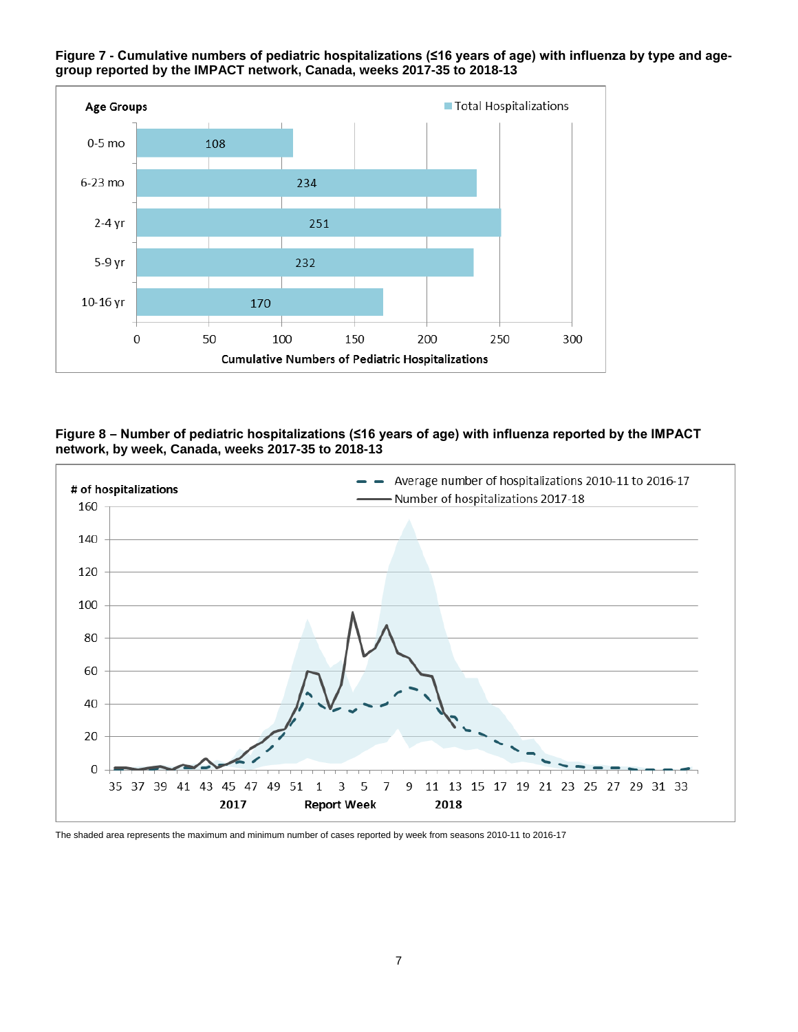**Figure 7 - Cumulative numbers of pediatric hospitalizations (≤16 years of age) with influenza by type and age-group reported by the IMPACT network, Canada, weeks 2017-35 to 2018-13**

| Age Groups | Total Hospitalizations |
|---|---|
| 0-5 mo | 108 |
| 6-23 mo | 234 |
| 2-4 yr | 251 |
| 5-9 yr | 232 |
| 10-16 yr | 170 |

**Figure 8 – Number of pediatric hospitalizations (≤16 years of age) with influenza reported by the IMPACT network, by week, Canada, weeks 2017-35 to 2018-13**

The shaded area represents the maximum and minimum number of cases reported by week from seasons 2010-11 to 2016-17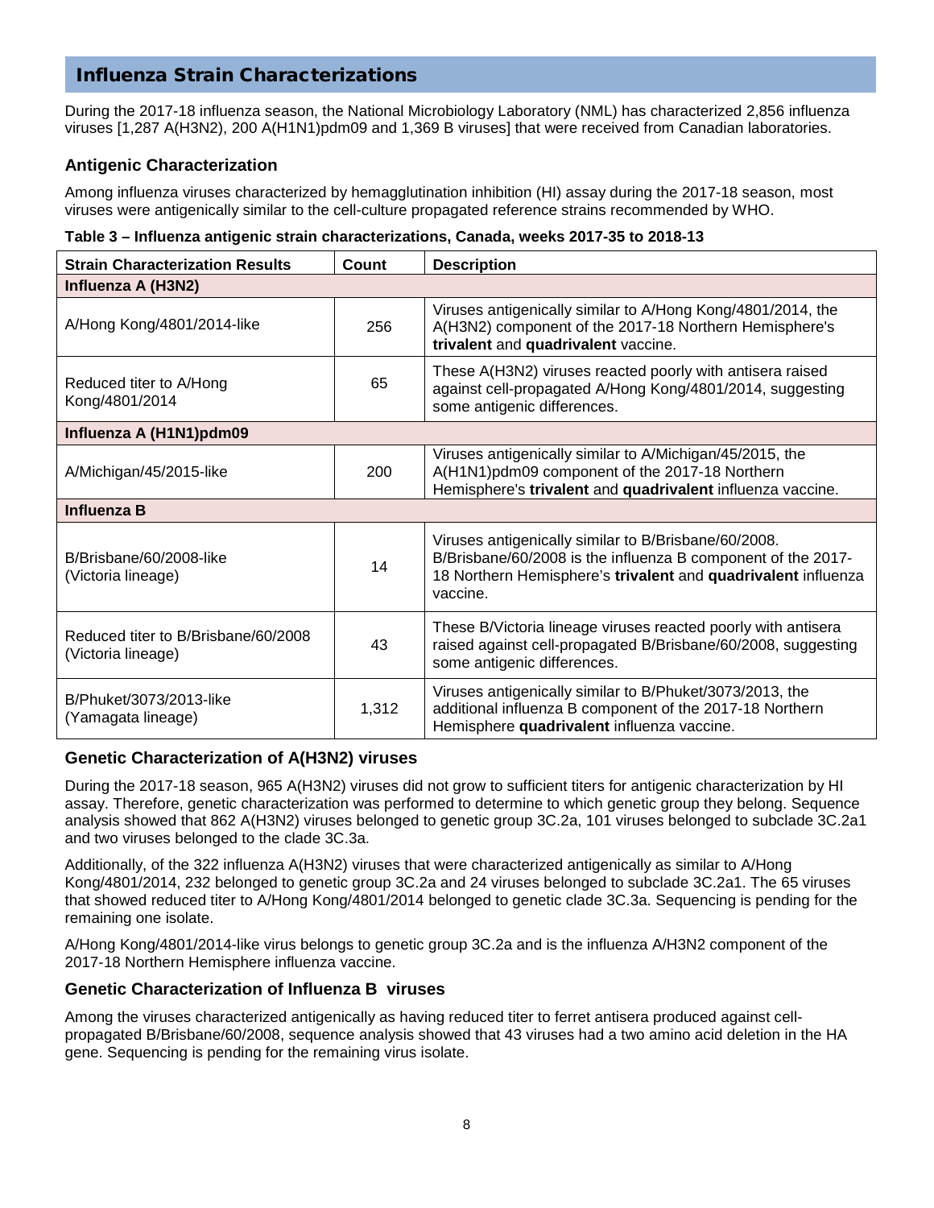## Influenza Strain Characterizations

During the 2017-18 influenza season, the National Microbiology Laboratory (NML) has characterized 2,856 influenza viruses [1,287 A(H3N2), 200 A(H1N1)pdm09 and 1,369 B viruses] that were received from Canadian laboratories.

### Antigenic Characterization

Among influenza viruses characterized by hemagglutination inhibition (HI) assay during the 2017-18 season, most viruses were antigenically similar to the cell-culture propagated reference strains recommended by WHO.

**Table 3 – Influenza antigenic strain characterizations, Canada, weeks 2017-35 to 2018-13**

| Strain Characterization Results | Count | Description |
|---|---|---|
| **Influenza A (H3N2)** | | |
| A/Hong Kong/4801/2014-like | 256 | Viruses antigenically similar to A/Hong Kong/4801/2014, the A(H3N2) component of the 2017-18 Northern Hemisphere's **trivalent** and **quadrivalent** vaccine. |
| Reduced titer to A/Hong Kong/4801/2014 | 65 | These A(H3N2) viruses reacted poorly with antisera raised against cell-propagated A/Hong Kong/4801/2014, suggesting some antigenic differences. |
| **Influenza A (H1N1)pdm09** | | |
| A/Michigan/45/2015-like | 200 | Viruses antigenically similar to A/Michigan/45/2015, the A(H1N1)pdm09 component of the 2017-18 Northern Hemisphere's **trivalent** and **quadrivalent** influenza vaccine. |
| **Influenza B** | | |
| B/Brisbane/60/2008-like (Victoria lineage) | 14 | Viruses antigenically similar to B/Brisbane/60/2008. B/Brisbane/60/2008 is the influenza B component of the 2017-18 Northern Hemisphere's **trivalent** and **quadrivalent** influenza vaccine. |
| Reduced titer to B/Brisbane/60/2008 (Victoria lineage) | 43 | These B/Victoria lineage viruses reacted poorly with antisera raised against cell-propagated B/Brisbane/60/2008, suggesting some antigenic differences. |
| B/Phuket/3073/2013-like (Yamagata lineage) | 1,312 | Viruses antigenically similar to B/Phuket/3073/2013, the additional influenza B component of the 2017-18 Northern Hemisphere **quadrivalent** influenza vaccine. |

### Genetic Characterization of A(H3N2) viruses

During the 2017-18 season, 965 A(H3N2) viruses did not grow to sufficient titers for antigenic characterization by HI assay. Therefore, genetic characterization was performed to determine to which genetic group they belong. Sequence analysis showed that 862 A(H3N2) viruses belonged to genetic group 3C.2a, 101 viruses belonged to subclade 3C.2a1 and two viruses belonged to the clade 3C.3a.

Additionally, of the 322 influenza A(H3N2) viruses that were characterized antigenically as similar to A/Hong Kong/4801/2014, 232 belonged to genetic group 3C.2a and 24 viruses belonged to subclade 3C.2a1. The 65 viruses that showed reduced titer to A/Hong Kong/4801/2014 belonged to genetic clade 3C.3a. Sequencing is pending for the remaining one isolate.

A/Hong Kong/4801/2014-like virus belongs to genetic group 3C.2a and is the influenza A/H3N2 component of the 2017-18 Northern Hemisphere influenza vaccine.

### Genetic Characterization of Influenza B viruses

Among the viruses characterized antigenically as having reduced titer to ferret antisera produced against cell-propagated B/Brisbane/60/2008, sequence analysis showed that 43 viruses had a two amino acid deletion in the HA gene. Sequencing is pending for the remaining virus isolate.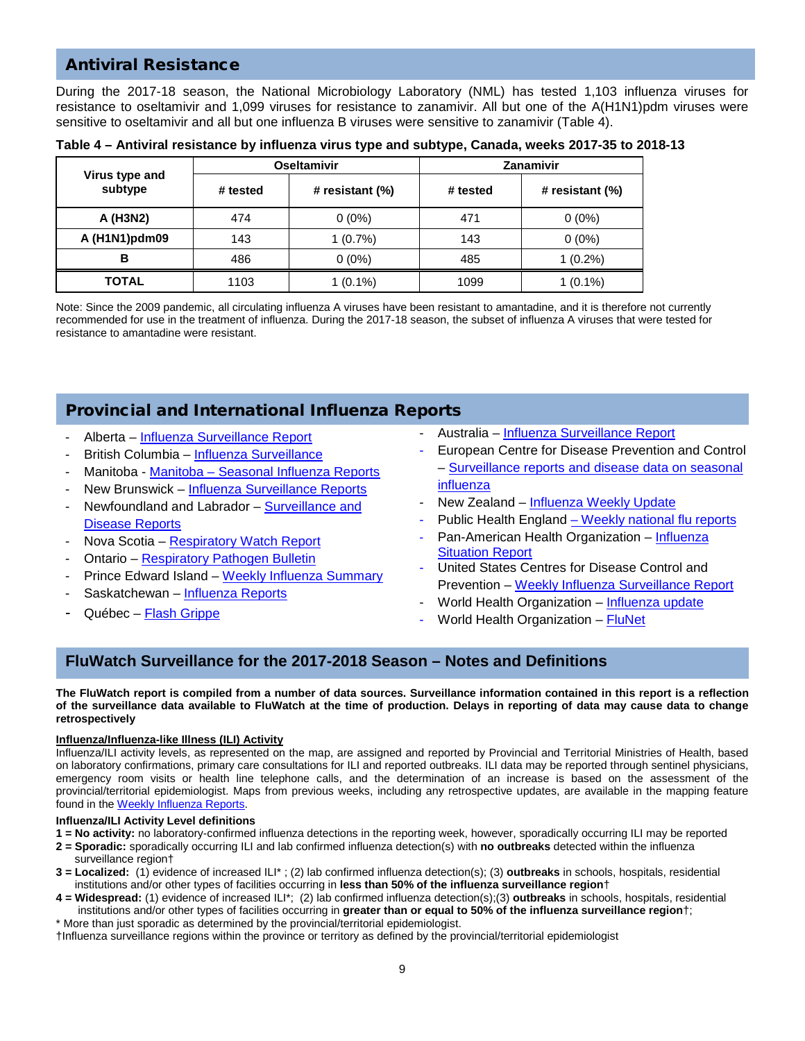## Antiviral Resistance

During the 2017-18 season, the National Microbiology Laboratory (NML) has tested 1,103 influenza viruses for resistance to oseltamivir and 1,099 viruses for resistance to zanamivir. All but one of the A(H1N1)pdm viruses were sensitive to oseltamivir and all but one influenza B viruses were sensitive to zanamivir (Table 4).

**Table 4 – Antiviral resistance by influenza virus type and subtype, Canada, weeks 2017-35 to 2018-13**

| Virus type and subtype | Oseltamivir | | Zanamivir | |
|---|---|---|---|---|
| | # tested | # resistant (%) | # tested | # resistant (%) |
| **A (H3N2)** | 474 | 0 (0%) | 471 | 0 (0%) |
| **A (H1N1)pdm09** | 143 | 1 (0.7%) | 143 | 0 (0%) |
| **B** | 486 | 0 (0%) | 485 | 1 (0.2%) |
| **TOTAL** | 1103 | 1 (0.1%) | 1099 | 1 (0.1%) |

Note: Since the 2009 pandemic, all circulating influenza A viruses have been resistant to amantadine, and it is therefore not currently recommended for use in the treatment of influenza. During the 2017-18 season, the subset of influenza A viruses that were tested for resistance to amantadine were resistant.

## Provincial and International Influenza Reports

- Alberta – Influenza Surveillance Report
- British Columbia – Influenza Surveillance
- Manitoba - Manitoba – Seasonal Influenza Reports
- New Brunswick – Influenza Surveillance Reports
- Newfoundland and Labrador – Surveillance and Disease Reports
- Nova Scotia – Respiratory Watch Report
- Ontario – Respiratory Pathogen Bulletin
- Prince Edward Island – Weekly Influenza Summary
- Saskatchewan – Influenza Reports
- Québec – Flash Grippe
- Australia – Influenza Surveillance Report
- European Centre for Disease Prevention and Control – Surveillance reports and disease data on seasonal influenza
- New Zealand – Influenza Weekly Update
- Public Health England – Weekly national flu reports
- Pan-American Health Organization – Influenza Situation Report
- United States Centres for Disease Control and Prevention – Weekly Influenza Surveillance Report
- World Health Organization – Influenza update
- World Health Organization – FluNet

## FluWatch Surveillance for the 2017-2018 Season – Notes and Definitions

**The FluWatch report is compiled from a number of data sources. Surveillance information contained in this report is a reflection of the surveillance data available to FluWatch at the time of production. Delays in reporting of data may cause data to change retrospectively**

**Influenza/Influenza-like Illness (ILI) Activity**

Influenza/ILI activity levels, as represented on the map, are assigned and reported by Provincial and Territorial Ministries of Health, based on laboratory confirmations, primary care consultations for ILI and reported outbreaks. ILI data may be reported through sentinel physicians, emergency room visits or health line telephone calls, and the determination of an increase is based on the assessment of the provincial/territorial epidemiologist. Maps from previous weeks, including any retrospective updates, are available in the mapping feature found in the Weekly Influenza Reports.

**Influenza/ILI Activity Level definitions**

**1 = No activity:** no laboratory-confirmed influenza detections in the reporting week, however, sporadically occurring ILI may be reported
**2 = Sporadic:** sporadically occurring ILI and lab confirmed influenza detection(s) with **no outbreaks** detected within the influenza surveillance region†
**3 = Localized:** (1) evidence of increased ILI* ; (2) lab confirmed influenza detection(s); (3) **outbreaks** in schools, hospitals, residential institutions and/or other types of facilities occurring in **less than 50% of the influenza surveillance region**†
**4 = Widespread:** (1) evidence of increased ILI*; (2) lab confirmed influenza detection(s);(3) **outbreaks** in schools, hospitals, residential institutions and/or other types of facilities occurring in **greater than or equal to 50% of the influenza surveillance region**†;

* More than just sporadic as determined by the provincial/territorial epidemiologist.
†Influenza surveillance regions within the province or territory as defined by the provincial/territorial epidemiologist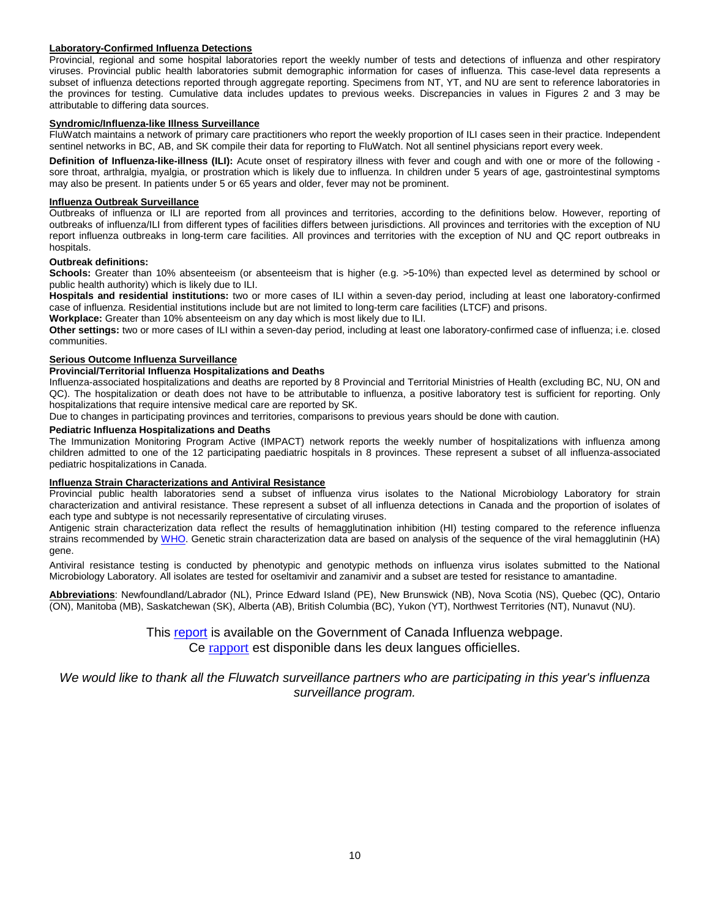### Laboratory-Confirmed Influenza Detections

Provincial, regional and some hospital laboratories report the weekly number of tests and detections of influenza and other respiratory viruses. Provincial public health laboratories submit demographic information for cases of influenza. This case-level data represents a subset of influenza detections reported through aggregate reporting. Specimens from NT, YT, and NU are sent to reference laboratories in the provinces for testing. Cumulative data includes updates to previous weeks. Discrepancies in values in Figures 2 and 3 may be attributable to differing data sources.

### Syndromic/Influenza-like Illness Surveillance

FluWatch maintains a network of primary care practitioners who report the weekly proportion of ILI cases seen in their practice. Independent sentinel networks in BC, AB, and SK compile their data for reporting to FluWatch. Not all sentinel physicians report every week.

**Definition of Influenza-like-illness (ILI):** Acute onset of respiratory illness with fever and cough and with one or more of the following - sore throat, arthralgia, myalgia, or prostration which is likely due to influenza. In children under 5 years of age, gastrointestinal symptoms may also be present. In patients under 5 or 65 years and older, fever may not be prominent.

### Influenza Outbreak Surveillance

Outbreaks of influenza or ILI are reported from all provinces and territories, according to the definitions below. However, reporting of outbreaks of influenza/ILI from different types of facilities differs between jurisdictions. All provinces and territories with the exception of NU report influenza outbreaks in long-term care facilities. All provinces and territories with the exception of NU and QC report outbreaks in hospitals.

**Outbreak definitions:**

**Schools:** Greater than 10% absenteeism (or absenteeism that is higher (e.g. >5-10%) than expected level as determined by school or public health authority) which is likely due to ILI.

**Hospitals and residential institutions:** two or more cases of ILI within a seven-day period, including at least one laboratory-confirmed case of influenza. Residential institutions include but are not limited to long-term care facilities (LTCF) and prisons.

**Workplace:** Greater than 10% absenteeism on any day which is most likely due to ILI.

**Other settings:** two or more cases of ILI within a seven-day period, including at least one laboratory-confirmed case of influenza; i.e. closed communities.

### Serious Outcome Influenza Surveillance

**Provincial/Territorial Influenza Hospitalizations and Deaths**

Influenza-associated hospitalizations and deaths are reported by 8 Provincial and Territorial Ministries of Health (excluding BC, NU, ON and QC). The hospitalization or death does not have to be attributable to influenza, a positive laboratory test is sufficient for reporting. Only hospitalizations that require intensive medical care are reported by SK.

Due to changes in participating provinces and territories, comparisons to previous years should be done with caution.

**Pediatric Influenza Hospitalizations and Deaths**

The Immunization Monitoring Program Active (IMPACT) network reports the weekly number of hospitalizations with influenza among children admitted to one of the 12 participating paediatric hospitals in 8 provinces. These represent a subset of all influenza-associated pediatric hospitalizations in Canada.

### Influenza Strain Characterizations and Antiviral Resistance

Provincial public health laboratories send a subset of influenza virus isolates to the National Microbiology Laboratory for strain characterization and antiviral resistance. These represent a subset of all influenza detections in Canada and the proportion of isolates of each type and subtype is not necessarily representative of circulating viruses.

Antigenic strain characterization data reflect the results of hemagglutination inhibition (HI) testing compared to the reference influenza strains recommended by WHO. Genetic strain characterization data are based on analysis of the sequence of the viral hemagglutinin (HA) gene.

Antiviral resistance testing is conducted by phenotypic and genotypic methods on influenza virus isolates submitted to the National Microbiology Laboratory. All isolates are tested for oseltamivir and zanamivir and a subset are tested for resistance to amantadine.

**Abbreviations**: Newfoundland/Labrador (NL), Prince Edward Island (PE), New Brunswick (NB), Nova Scotia (NS), Quebec (QC), Ontario (ON), Manitoba (MB), Saskatchewan (SK), Alberta (AB), British Columbia (BC), Yukon (YT), Northwest Territories (NT), Nunavut (NU).

This report is available on the Government of Canada Influenza webpage.
Ce rapport est disponible dans les deux langues officielles.

*We would like to thank all the Fluwatch surveillance partners who are participating in this year's influenza surveillance program.*